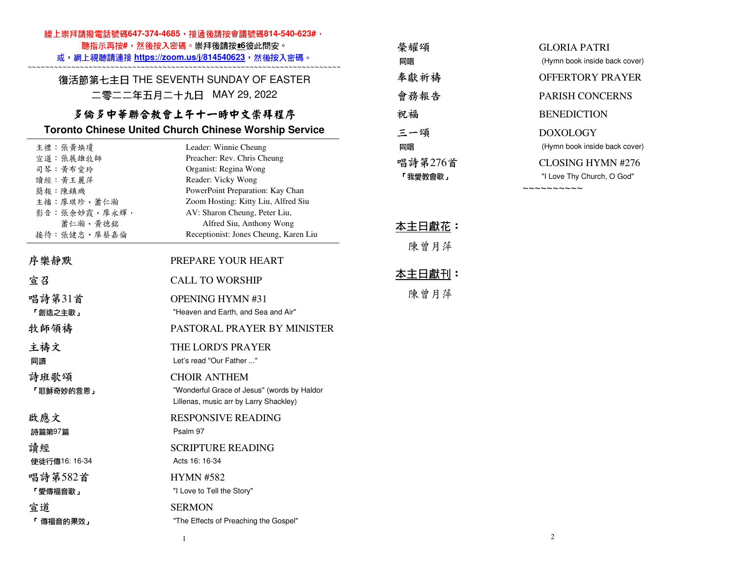線上崇拜請撥電話號碼647-374-4685，接通後請按會議號碼814-540-623#，
聽指示再按#，然後按入密碼。崇拜後請按*6彼此問安。
或，網上視聽請連接 https://zoom.us/j/814540623，然後按入密碼。

~~~~~~~~~~~~~~~~~~~~~~~~~~~~~~~~~~~~~~~~~~~~~~~~~~~~~~~~~~~~~~~~~~~~~~~~

## 復活節第七主日 THE SEVENTH SUNDAY OF EASTER

二零二二年五月二十九日　MAY 29, 2022

## 多倫多中華聯合教會上午十一時中文崇拜程序

## Toronto Chinese United Church Chinese Worship Service

| | |
|---|---|
| 主禮：張黃煥瓊 | Leader: Winnie Cheung |
| 宣道：張展雄牧師 | Preacher: Rev. Chris Cheung |
| 司琴：黃布愛玲 | Organist: Regina Wong |
| 讀經：黃王麗萍 | Reader: Vicky Wong |
| 簡報：陳鎮璣 | PowerPoint Preparation: Kay Chan |
| 主播：廖琪珍，蕭仁瀚 | Zoom Hosting: Kitty Liu, Alfred Siu |
| 影音：張余妙霞，廖永輝，蕭仁瀚，黃德銘 | AV: Sharon Cheung, Peter Liu, Alfred Siu, Anthony Wong |
| 接待：張健忠，廖蔡嘉倫 | Receptionist: Jones Cheung, Karen Liu |

| | |
|---|---|
| 序樂靜默 | PREPARE YOUR HEART |
| 宣召 | CALL TO WORSHIP |
| 唱詩第31首<br>「創造之主歌」 | OPENING HYMN #31<br>"Heaven and Earth, and Sea and Air" |
| 牧師領禱 | PASTORAL PRAYER BY MINISTER |
| 主禱文<br>同讀 | THE LORD'S PRAYER<br>Let's read "Our Father ..." |
| 詩班歌頌<br>「耶穌奇妙的救恩」 | CHOIR ANTHEM<br>"Wonderful Grace of Jesus" (words by Haldor Lillenas, music arr by Larry Shackley) |
| 啟應文<br>詩篇第97篇 | RESPONSIVE READING<br>Psalm 97 |
| 讀經<br>使徒行傳16: 16-34 | SCRIPTURE READING<br>Acts 16: 16-34 |
| 唱詩第582首<br>「愛傳福音歌」 | HYMN #582<br>"I Love to Tell the Story" |
| 宣道<br>「 傳福音的果效」 | SERMON<br>"The Effects of Preaching the Gospel" |
| 榮耀頌<br>同唱 | GLORIA PATRI<br>(Hymn book inside back cover) |
| 奉獻祈禱 | OFFERTORY PRAYER |
| 會務報告 | PARISH CONCERNS |
| 祝福 | BENEDICTION |
| 三一頌<br>同唱 | DOXOLOGY<br>(Hymn book inside back cover) |
| 唱詩第276首<br>「我愛教會歌」 | CLOSING HYMN #276<br>"I Love Thy Church, O God" |

~~~~~~~~~~

**本主日獻花：**

陳曾月萍

**本主日獻刊：**

陳曾月萍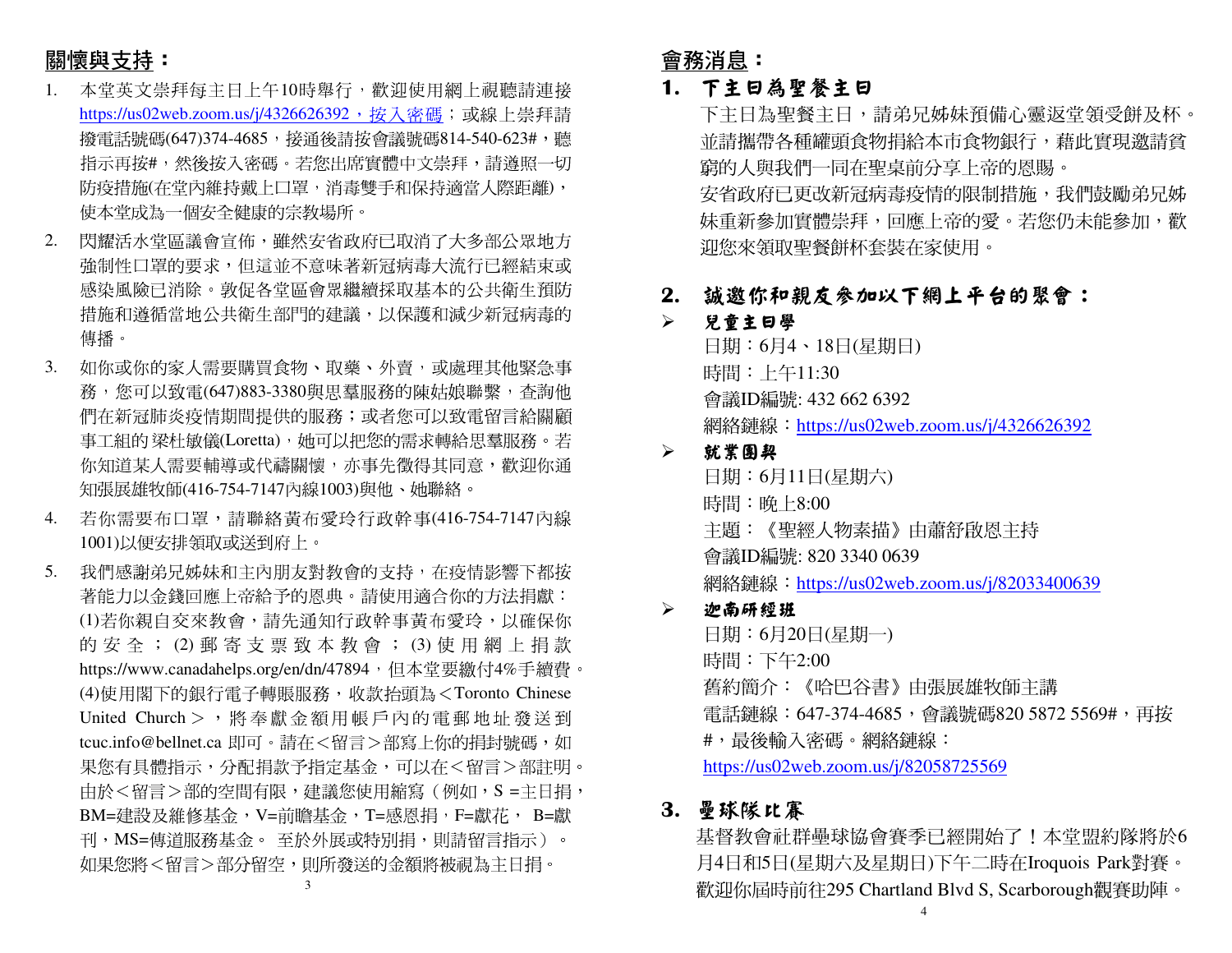## 關懷與支持：

1. 本堂英文崇拜每主日上午10時舉行，歡迎使用網上視聽請連接 https://us02web.zoom.us/j/4326626392，按入密碼；或線上崇拜請撥電話號碼(647)374-4685，接通後請按會議號碼814-540-623#，聽指示再按#，然後按入密碼。若您出席實體中文崇拜，請遵照一切防疫措施(在堂內維持戴上口罩，消毒雙手和保持適當人際距離)，使本堂成為一個安全健康的宗教場所。
2. 閃耀活水堂區議會宣佈，雖然安省政府已取消了大多部公眾地方強制性口罩的要求，但這並不意味著新冠病毒大流行已經結束或感染風險已消除。敦促各堂區會眾繼續採取基本的公共衛生預防措施和遵循當地公共衛生部門的建議，以保護和減少新冠病毒的傳播。
3. 如你或你的家人需要購買食物、取藥、外賣，或處理其他緊急事務，您可以致電(647)883-3380與思羣服務的陳姑娘聯繫，查詢他們在新冠肺炎疫情期間提供的服務；或者您可以致電留言給關顧事工組的梁杜敏儀(Loretta)，她可以把您的需求轉給思羣服務。若你知道某人需要輔導或代禱關懷，亦事先徵得其同意，歡迎你通知張展雄牧師(416-754-7147內線1003)與他、她聯絡。
4. 若你需要布口罩，請聯絡黃布愛玲行政幹事(416-754-7147內線1001)以便安排領取或送到府上。
5. 我們感謝弟兄姊妹和主內朋友對教會的支持，在疫情影響下都按著能力以金錢回應上帝給予的恩典。請使用適合你的方法捐獻：(1)若你親自交來教會，請先通知行政幹事黃布愛玲，以確保你的安全；(2)郵寄支票致本教會；(3)使用網上捐款 https://www.canadahelps.org/en/dn/47894，但本堂要繳付4%手續費。(4)使用閣下的銀行電子轉賬服務，收款抬頭為＜Toronto Chinese United Church＞，將奉獻金額用帳戶內的電郵地址發送到 tcuc.info@bellnet.ca 即可。請在＜留言＞部寫上你的捐封號碼，如果您有具體指示，分配捐款予指定基金，可以在＜留言＞部註明。由於＜留言＞部的空間有限，建議您使用縮寫（例如，S =主日捐，BM=建設及維修基金，V=前瞻基金，T=感恩捐，F=獻花， B=獻刊，MS=傳道服務基金。 至於外展或特別捐，則請留言指示）。如果您將＜留言＞部分留空，則所發送的金額將被視為主日捐。

## 會務消息：

### 1. 下主日為聖餐主日

下主日為聖餐主日，請弟兄姊妹預備心靈返堂領受餅及杯。並請攜帶各種罐頭食物捐給本市食物銀行，藉此實現邀請貧窮的人與我們一同在聖桌前分享上帝的恩賜。

安省政府已更改新冠病毒疫情的限制措施，我們鼓勵弟兄姊妹重新參加實體崇拜，回應上帝的愛。若您仍未能參加，歡迎您來領取聖餐餅杯套裝在家使用。

### 2. 誠邀你和親友參加以下網上平台的聚會：

- **兒童主日學**
  日期：6月4、18日(星期日)
  時間：上午11:30
  會議ID編號: 432 662 6392
  網絡鏈線：https://us02web.zoom.us/j/4326626392
- **就業團契**
  日期：6月11日(星期六)
  時間：晚上8:00
  主題：《聖經人物素描》由蕭舒啟恩主持
  會議ID編號: 820 3340 0639
  網絡鏈線：https://us02web.zoom.us/j/82033400639
- **迦南研經班**
  日期：6月20日(星期一)
  時間：下午2:00
  舊約簡介：《哈巴谷書》由張展雄牧師主講
  電話鏈線：647-374-4685，會議號碼820 5872 5569#，再按#，最後輸入密碼。網絡鏈線：
  https://us02web.zoom.us/j/82058725569

### 3. 壘球隊比賽

基督教會社群壘球協會賽季已經開始了！本堂盟約隊將於6月4日和5日(星期六及星期日)下午二時在Iroquois Park對賽。歡迎你屆時前往295 Chartland Blvd S, Scarborough觀賽助陣。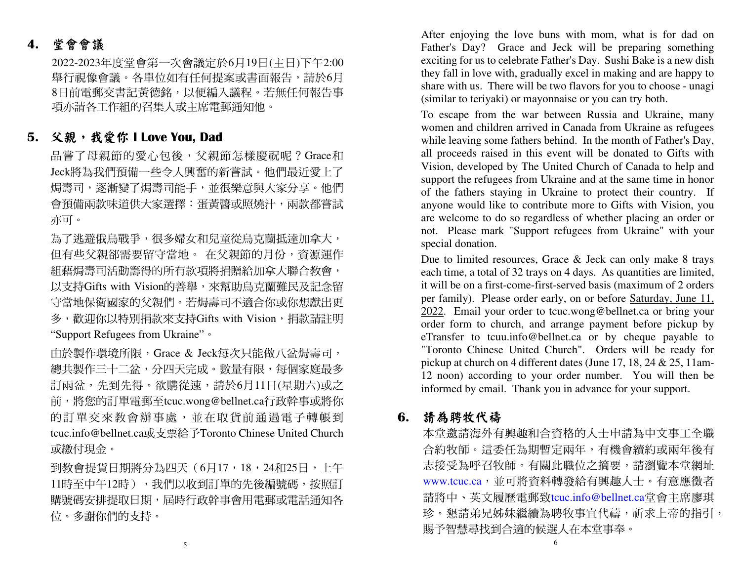## 4. 堂會會議

2022-2023年度堂會第一次會議定於6月19日(主日)下午2:00舉行視像會議。各單位如有任何提案或書面報告，請於6月8日前電郵交書記黃德銘，以便編入議程。若無任何報告事項亦請各工作組的召集人或主席電郵通知他。

## 5. 父親，我愛你 I Love You, Dad

品嘗了母親節的愛心包後，父親節怎樣慶祝呢？Grace和Jeck將為我們預備一些令人興奮的新嘗試。他們最近愛上了焗壽司，逐漸變了焗壽司能手，並很樂意與大家分享。他們會預備兩款味道供大家選擇：蛋黃醬或照燒汁，兩款都嘗試亦可。

為了逃避俄烏戰爭，很多婦女和兒童從烏克蘭抵達加拿大，但有些父親卻需要留守當地。 在父親節的月份，資源運作組藉焗壽司活動籌得的所有款項將捐贈給加拿大聯合教會，以支持Gifts with Vision的善舉，來幫助烏克蘭難民及記念留守當地保衛國家的父親們。若焗壽司不適合你或你想獻出更多，歡迎你以特別捐款來支持Gifts with Vision，捐款請註明“Support Refugees from Ukraine”。

由於製作環境所限，Grace & Jeck每次只能做八盆焗壽司，總共製作三十二盆，分四天完成。數量有限，每個家庭最多訂兩盆，先到先得。欲購從速，請於6月11日(星期六)或之前，將您的訂單電郵至tcuc.wong@bellnet.ca行政幹事或將你的訂單交來教會辦事處，並在取貨前通過電子轉帳到tcuc.info@bellnet.ca或支票給予Toronto Chinese United Church或繳付現金。

到教會提貨日期將分為四天（6月17，18，24和25日，上午11時至中午12時），我們以收到訂單的先後編號碼，按照訂購號碼安排提取日期，屆時行政幹事會用電郵或電話通知各位。多謝你們的支持。

After enjoying the love buns with mom, what is for dad on Father's Day? Grace and Jeck will be preparing something exciting for us to celebrate Father's Day. Sushi Bake is a new dish they fall in love with, gradually excel in making and are happy to share with us. There will be two flavors for you to choose - unagi (similar to teriyaki) or mayonnaise or you can try both.

To escape from the war between Russia and Ukraine, many women and children arrived in Canada from Ukraine as refugees while leaving some fathers behind. In the month of Father's Day, all proceeds raised in this event will be donated to Gifts with Vision, developed by The United Church of Canada to help and support the refugees from Ukraine and at the same time in honor of the fathers staying in Ukraine to protect their country. If anyone would like to contribute more to Gifts with Vision, you are welcome to do so regardless of whether placing an order or not. Please mark "Support refugees from Ukraine" with your special donation.

Due to limited resources, Grace & Jeck can only make 8 trays each time, a total of 32 trays on 4 days. As quantities are limited, it will be on a first-come-first-served basis (maximum of 2 orders per family). Please order early, on or before Saturday, June 11, 2022. Email your order to tcuc.wong@bellnet.ca or bring your order form to church, and arrange payment before pickup by eTransfer to tcuu.info@bellnet.ca or by cheque payable to "Toronto Chinese United Church". Orders will be ready for pickup at church on 4 different dates (June 17, 18, 24 & 25, 11am-12 noon) according to your order number. You will then be informed by email. Thank you in advance for your support.

## 6. 請為聘牧代禱

本堂邀請海外有興趣和合資格的人士申請為中文事工全職合約牧師。這委任為期暫定兩年，有機會續約或兩年後有志接受為呼召牧師。有關此職位之摘要，請瀏覽本堂網址www.tcuc.ca，並可將資料轉發給有興趣人士。有意應徵者請將中、英文履歷電郵致tcuc.info@bellnet.ca堂會主席廖琪珍。懇請弟兄姊妹繼續為聘牧事宜代禱，祈求上帝的指引，賜予智慧尋找到合適的候選人在本堂事奉。